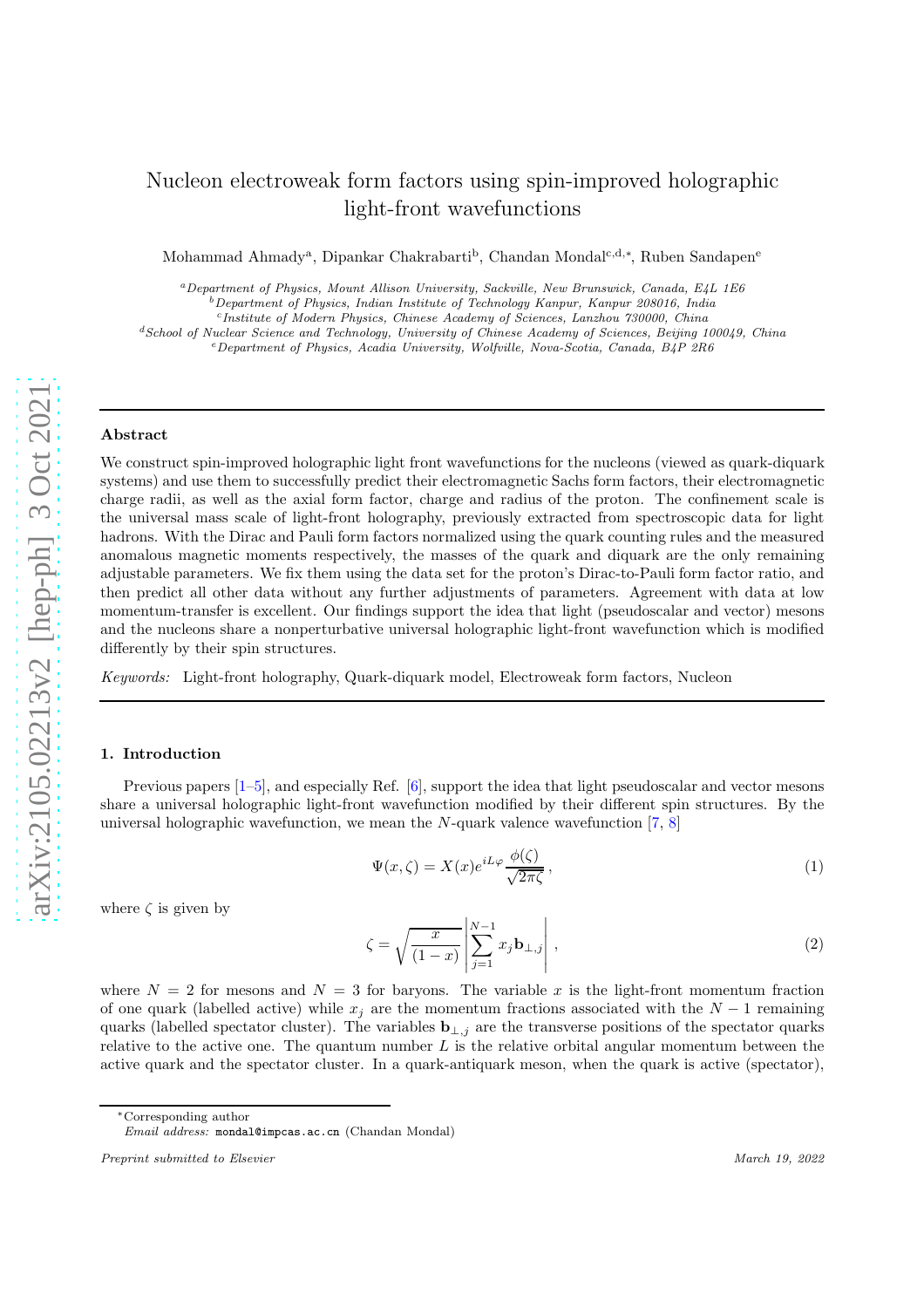# Nucleon electroweak form factors using spin-improved holographic light-front wavefunctions

Mohammad Ahmady[a], Dipankar Chakrabarti[b], Chandan Mondal[c,d,*], Ruben Sandapen[e]

[a]*Department of Physics, Mount Allison University, Sackville, New Brunswick, Canada, E4L 1E6*
[b]*Department of Physics, Indian Institute of Technology Kanpur, Kanpur 208016, India*
[c]*Institute of Modern Physics, Chinese Academy of Sciences, Lanzhou 730000, China*
[d]*School of Nuclear Science and Technology, University of Chinese Academy of Sciences, Beijing 100049, China*
[e]*Department of Physics, Acadia University, Wolfville, Nova-Scotia, Canada, B4P 2R6*

## Abstract

We construct spin-improved holographic light front wavefunctions for the nucleons (viewed as quark-diquark systems) and use them to successfully predict their electromagnetic Sachs form factors, their electromagnetic charge radii, as well as the axial form factor, charge and radius of the proton. The confinement scale is the universal mass scale of light-front holography, previously extracted from spectroscopic data for light hadrons. With the Dirac and Pauli form factors normalized using the quark counting rules and the measured anomalous magnetic moments respectively, the masses of the quark and diquark are the only remaining adjustable parameters. We fix them using the data set for the proton's Dirac-to-Pauli form factor ratio, and then predict all other data without any further adjustments of parameters. Agreement with data at low momentum-transfer is excellent. Our findings support the idea that light (pseudoscalar and vector) mesons and the nucleons share a nonperturbative universal holographic light-front wavefunction which is modified differently by their spin structures.

*Keywords:* Light-front holography, Quark-diquark model, Electroweak form factors, Nucleon

## 1. Introduction

Previous papers [1–5], and especially Ref. [6], support the idea that light pseudoscalar and vector mesons share a universal holographic light-front wavefunction modified by their different spin structures. By the universal holographic wavefunction, we mean the $N$-quark valence wavefunction [7, 8]

$$\Psi(x, \zeta) = X(x) e^{iL\varphi} \frac{\phi(\zeta)}{\sqrt{2\pi\zeta}}, \tag{1}$$

where $\zeta$ is given by

$$\zeta = \sqrt{\frac{x}{(1-x)}} \left| \sum_{j=1}^{N-1} x_j \mathbf{b}_{\perp,j} \right|, \tag{2}$$

where $N = 2$ for mesons and $N = 3$ for baryons. The variable $x$ is the light-front momentum fraction of one quark (labelled active) while $x_j$ are the momentum fractions associated with the $N-1$ remaining quarks (labelled spectator cluster). The variables $\mathbf{b}_{\perp,j}$ are the transverse positions of the spectator quarks relative to the active one. The quantum number $L$ is the relative orbital angular momentum between the active quark and the spectator cluster. In a quark-antiquark meson, when the quark is active (spectator),

*Corresponding author
*Email address:* mondal@impcas.ac.cn (Chandan Mondal)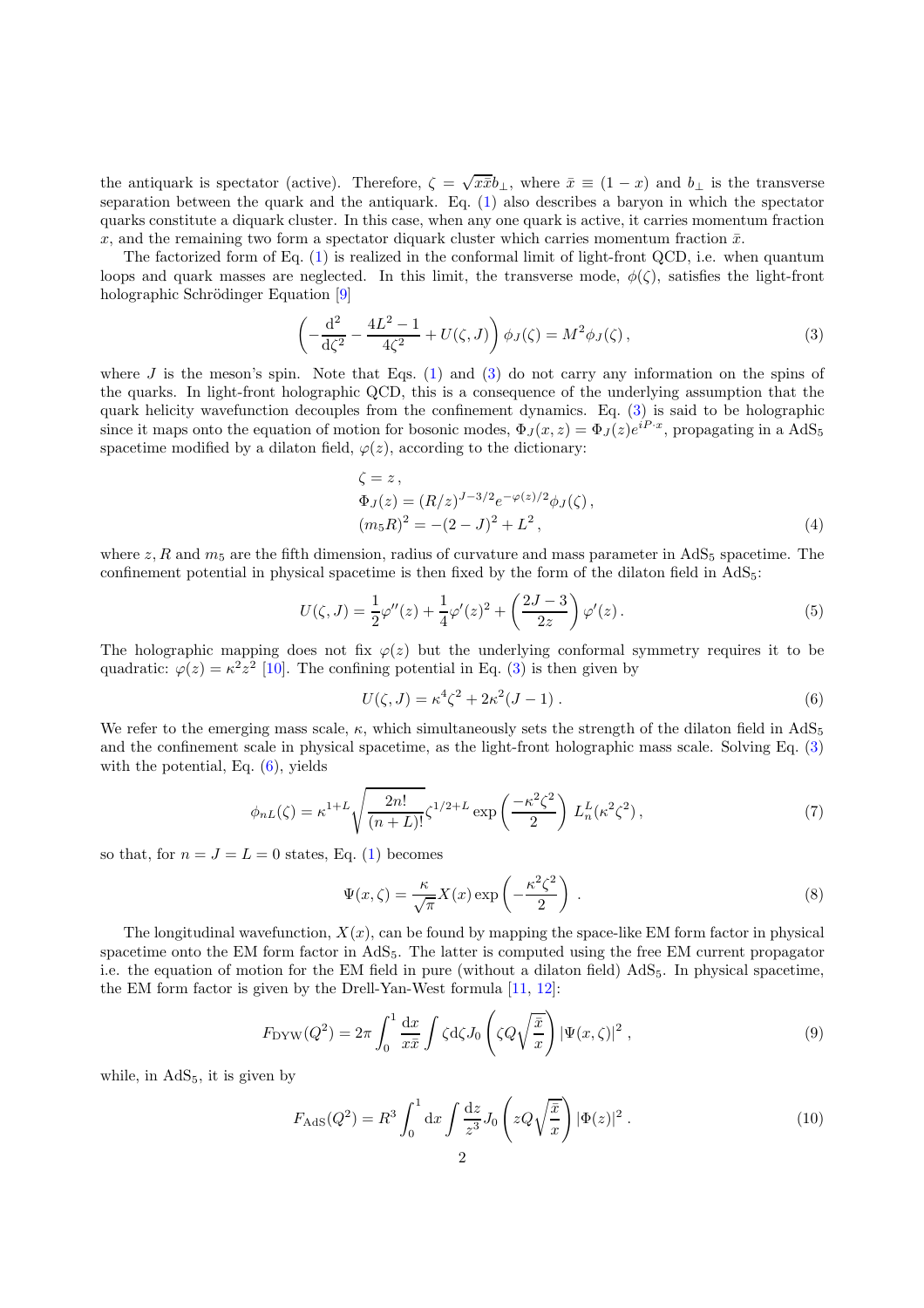the antiquark is spectator (active). Therefore, $\zeta = \sqrt{x\bar{x}}b_\perp$, where $\bar{x} \equiv (1-x)$ and $b_\perp$ is the transverse separation between the quark and the antiquark. Eq. (1) also describes a baryon in which the spectator quarks constitute a diquark cluster. In this case, when any one quark is active, it carries momentum fraction $x$, and the remaining two form a spectator diquark cluster which carries momentum fraction $\bar{x}$.

The factorized form of Eq. (1) is realized in the conformal limit of light-front QCD, i.e. when quantum loops and quark masses are neglected. In this limit, the transverse mode, $\phi(\zeta)$, satisfies the light-front holographic Schrödinger Equation [9]

$$\left(-\frac{\mathrm{d}^2}{\mathrm{d}\zeta^2} - \frac{4L^2-1}{4\zeta^2} + U(\zeta, J)\right)\phi_J(\zeta) = M^2\phi_J(\zeta)\,, \tag{3}$$

where $J$ is the meson's spin. Note that Eqs. (1) and (3) do not carry any information on the spins of the quarks. In light-front holographic QCD, this is a consequence of the underlying assumption that the quark helicity wavefunction decouples from the confinement dynamics. Eq. (3) is said to be holographic since it maps onto the equation of motion for bosonic modes, $\Phi_J(x,z) = \Phi_J(z)e^{iP\cdot x}$, propagating in a $\mathrm{AdS}_5$ spacetime modified by a dilaton field, $\varphi(z)$, according to the dictionary:

$$\begin{aligned}
&\zeta = z\,,\\
&\Phi_J(z) = (R/z)^{J-3/2}e^{-\varphi(z)/2}\phi_J(\zeta)\,,\\
&(m_5R)^2 = -(2-J)^2 + L^2\,,
\end{aligned} \tag{4}$$

where $z, R$ and $m_5$ are the fifth dimension, radius of curvature and mass parameter in $\mathrm{AdS}_5$ spacetime. The confinement potential in physical spacetime is then fixed by the form of the dilaton field in $\mathrm{AdS}_5$:

$$U(\zeta, J) = \frac{1}{2}\varphi''(z) + \frac{1}{4}\varphi'(z)^2 + \left(\frac{2J-3}{2z}\right)\varphi'(z)\,. \tag{5}$$

The holographic mapping does not fix $\varphi(z)$ but the underlying conformal symmetry requires it to be quadratic: $\varphi(z) = \kappa^2 z^2$ [10]. The confining potential in Eq. (3) is then given by

$$U(\zeta, J) = \kappa^4\zeta^2 + 2\kappa^2(J-1)\,. \tag{6}$$

We refer to the emerging mass scale, $\kappa$, which simultaneously sets the strength of the dilaton field in $\mathrm{AdS}_5$ and the confinement scale in physical spacetime, as the light-front holographic mass scale. Solving Eq. (3) with the potential, Eq. (6), yields

$$\phi_{nL}(\zeta) = \kappa^{1+L}\sqrt{\frac{2n!}{(n+L)!}}\zeta^{1/2+L}\exp\left(\frac{-\kappa^2\zeta^2}{2}\right)\,L_n^L(\kappa^2\zeta^2)\,, \tag{7}$$

so that, for $n = J = L = 0$ states, Eq. (1) becomes

$$\Psi(x,\zeta) = \frac{\kappa}{\sqrt{\pi}}X(x)\exp\left(-\frac{\kappa^2\zeta^2}{2}\right)\,. \tag{8}$$

The longitudinal wavefunction, $X(x)$, can be found by mapping the space-like EM form factor in physical spacetime onto the EM form factor in $\mathrm{AdS}_5$. The latter is computed using the free EM current propagator i.e. the equation of motion for the EM field in pure (without a dilaton field) $\mathrm{AdS}_5$. In physical spacetime, the EM form factor is given by the Drell-Yan-West formula [11, 12]:

$$F_{\mathrm{DYW}}(Q^2) = 2\pi\int_0^1\frac{\mathrm{d}x}{x\bar{x}}\int\zeta\mathrm{d}\zeta J_0\left(\zeta Q\sqrt{\frac{\bar{x}}{x}}\right)|\Psi(x,\zeta)|^2\,, \tag{9}$$

while, in $\mathrm{AdS}_5$, it is given by

$$F_{\mathrm{AdS}}(Q^2) = R^3\int_0^1\mathrm{d}x\int\frac{\mathrm{d}z}{z^3}J_0\left(zQ\sqrt{\frac{\bar{x}}{x}}\right)|\Phi(z)|^2\,. \tag{10}$$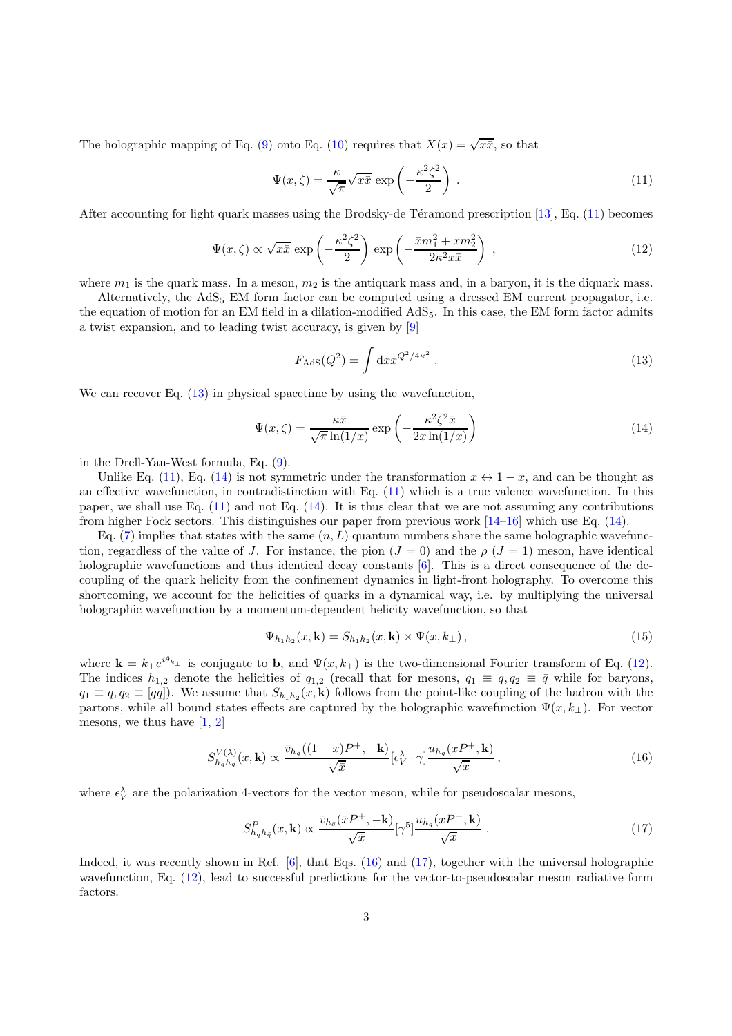The holographic mapping of Eq. (9) onto Eq. (10) requires that $X(x) = \sqrt{x\bar{x}}$, so that

$$\Psi(x,\zeta) = \frac{\kappa}{\sqrt{\pi}} \sqrt{x\bar{x}} \, \exp\left(-\frac{\kappa^2 \zeta^2}{2}\right) . \tag{11}$$

After accounting for light quark masses using the Brodsky-de Téramond prescription [13], Eq. (11) becomes

$$\Psi(x,\zeta) \propto \sqrt{x\bar{x}} \, \exp\left(-\frac{\kappa^2 \zeta^2}{2}\right) \exp\left(-\frac{\bar{x} m_1^2 + x m_2^2}{2\kappa^2 x \bar{x}}\right) , \tag{12}$$

where $m_1$ is the quark mass. In a meson, $m_2$ is the antiquark mass and, in a baryon, it is the diquark mass.

Alternatively, the $\text{AdS}_5$ EM form factor can be computed using a dressed EM current propagator, i.e. the equation of motion for an EM field in a dilation-modified $\text{AdS}_5$. In this case, the EM form factor admits a twist expansion, and to leading twist accuracy, is given by [9]

$$F_{\text{AdS}}(Q^2) = \int \mathrm{d}x x^{Q^2/4\kappa^2} . \tag{13}$$

We can recover Eq. (13) in physical spacetime by using the wavefunction,

$$\Psi(x,\zeta) = \frac{\kappa \bar{x}}{\sqrt{\pi} \ln(1/x)} \exp\left(-\frac{\kappa^2 \zeta^2 \bar{x}}{2x \ln(1/x)}\right) \tag{14}$$

in the Drell-Yan-West formula, Eq. (9).

Unlike Eq. (11), Eq. (14) is not symmetric under the transformation $x \leftrightarrow 1-x$, and can be thought as an effective wavefunction, in contradistinction with Eq. (11) which is a true valence wavefunction. In this paper, we shall use Eq. (11) and not Eq. (14). It is thus clear that we are not assuming any contributions from higher Fock sectors. This distinguishes our paper from previous work [14–16] which use Eq. (14).

Eq. (7) implies that states with the same $(n, L)$ quantum numbers share the same holographic wavefunction, regardless of the value of $J$. For instance, the pion ($J = 0$) and the $\rho$ ($J = 1$) meson, have identical holographic wavefunctions and thus identical decay constants [6]. This is a direct consequence of the decoupling of the quark helicity from the confinement dynamics in light-front holography. To overcome this shortcoming, we account for the helicities of quarks in a dynamical way, i.e. by multiplying the universal holographic wavefunction by a momentum-dependent helicity wavefunction, so that

$$\Psi_{h_1 h_2}(x, \mathbf{k}) = S_{h_1 h_2}(x, \mathbf{k}) \times \Psi(x, k_\perp) , \tag{15}$$

where $\mathbf{k} = k_\perp e^{i\theta_{k_\perp}}$ is conjugate to $\mathbf{b}$, and $\Psi(x, k_\perp)$ is the two-dimensional Fourier transform of Eq. (12). The indices $h_{1,2}$ denote the helicities of $q_{1,2}$ (recall that for mesons, $q_1 \equiv q, q_2 \equiv \bar{q}$ while for baryons, $q_1 \equiv q, q_2 \equiv [qq]$). We assume that $S_{h_1 h_2}(x, \mathbf{k})$ follows from the point-like coupling of the hadron with the partons, while all bound states effects are captured by the holographic wavefunction $\Psi(x, k_\perp)$. For vector mesons, we thus have [1, 2]

$$S^{V(\lambda)}_{h_q h_{\bar{q}}}(x, \mathbf{k}) \propto \frac{\bar{v}_{h_{\bar{q}}}((1-x)P^+, -\mathbf{k})}{\sqrt{\bar{x}}} [\epsilon_V^\lambda \cdot \gamma] \frac{u_{h_q}(xP^+, \mathbf{k})}{\sqrt{x}} , \tag{16}$$

where $\epsilon_V^\lambda$ are the polarization 4-vectors for the vector meson, while for pseudoscalar mesons,

$$S^{P}_{h_q h_{\bar{q}}}(x, \mathbf{k}) \propto \frac{\bar{v}_{h_{\bar{q}}}(\bar{x}P^+, -\mathbf{k})}{\sqrt{\bar{x}}} [\gamma^5] \frac{u_{h_q}(xP^+, \mathbf{k})}{\sqrt{x}} . \tag{17}$$

Indeed, it was recently shown in Ref. [6], that Eqs. (16) and (17), together with the universal holographic wavefunction, Eq. (12), lead to successful predictions for the vector-to-pseudoscalar meson radiative form factors.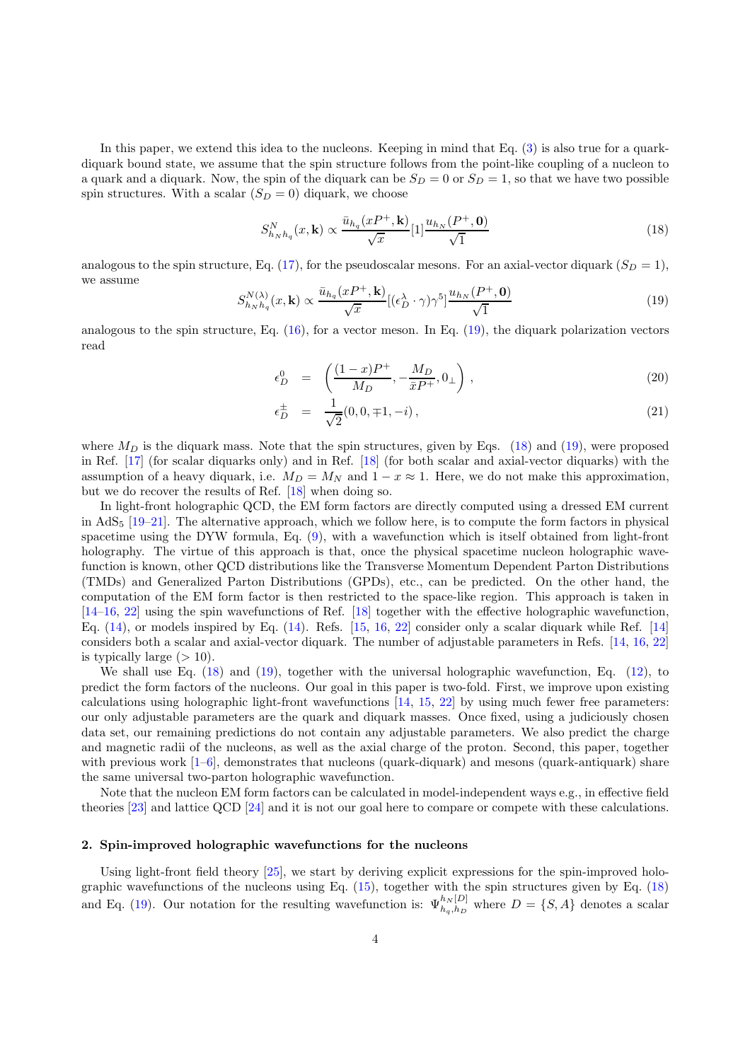In this paper, we extend this idea to the nucleons. Keeping in mind that Eq. (3) is also true for a quark-diquark bound state, we assume that the spin structure follows from the point-like coupling of a nucleon to a quark and a diquark. Now, the spin of the diquark can be $S_D = 0$ or $S_D = 1$, so that we have two possible spin structures. With a scalar ($S_D = 0$) diquark, we choose

$$S^N_{h_N h_q}(x, \mathbf{k}) \propto \frac{\bar{u}_{h_q}(xP^+, \mathbf{k})}{\sqrt{x}} [1] \frac{u_{h_N}(P^+, \mathbf{0})}{\sqrt{1}} \tag{18}$$

analogous to the spin structure, Eq. (17), for the pseudoscalar mesons. For an axial-vector diquark ($S_D = 1$), we assume

$$S^{N(\lambda)}_{h_N h_q}(x, \mathbf{k}) \propto \frac{\bar{u}_{h_q}(xP^+, \mathbf{k})}{\sqrt{x}} [(\epsilon^\lambda_D \cdot \gamma)\gamma^5] \frac{u_{h_N}(P^+, \mathbf{0})}{\sqrt{1}} \tag{19}$$

analogous to the spin structure, Eq. (16), for a vector meson. In Eq. (19), the diquark polarization vectors read

$$\epsilon^0_D = \left( \frac{(1-x)P^+}{M_D}, -\frac{M_D}{\bar{x}P^+}, 0_\perp \right), \tag{20}$$

$$\epsilon^\pm_D = \frac{1}{\sqrt{2}}(0, 0, \mp 1, -i), \tag{21}$$

where $M_D$ is the diquark mass. Note that the spin structures, given by Eqs. (18) and (19), were proposed in Ref. [17] (for scalar diquarks only) and in Ref. [18] (for both scalar and axial-vector diquarks) with the assumption of a heavy diquark, i.e. $M_D = M_N$ and $1 - x \approx 1$. Here, we do not make this approximation, but we do recover the results of Ref. [18] when doing so.

In light-front holographic QCD, the EM form factors are directly computed using a dressed EM current in AdS$_5$ [19–21]. The alternative approach, which we follow here, is to compute the form factors in physical spacetime using the DYW formula, Eq. (9), with a wavefunction which is itself obtained from light-front holography. The virtue of this approach is that, once the physical spacetime nucleon holographic wavefunction is known, other QCD distributions like the Transverse Momentum Dependent Parton Distributions (TMDs) and Generalized Parton Distributions (GPDs), etc., can be predicted. On the other hand, the computation of the EM form factor is then restricted to the space-like region. This approach is taken in [14–16, 22] using the spin wavefunctions of Ref. [18] together with the effective holographic wavefunction, Eq. (14), or models inspired by Eq. (14). Refs. [15, 16, 22] consider only a scalar diquark while Ref. [14] considers both a scalar and axial-vector diquark. The number of adjustable parameters in Refs. [14, 16, 22] is typically large ($> 10$).

We shall use Eq. (18) and (19), together with the universal holographic wavefunction, Eq. (12), to predict the form factors of the nucleons. Our goal in this paper is two-fold. First, we improve upon existing calculations using holographic light-front wavefunctions [14, 15, 22] by using much fewer free parameters: our only adjustable parameters are the quark and diquark masses. Once fixed, using a judiciously chosen data set, our remaining predictions do not contain any adjustable parameters. We also predict the charge and magnetic radii of the nucleons, as well as the axial charge of the proton. Second, this paper, together with previous work [1–6], demonstrates that nucleons (quark-diquark) and mesons (quark-antiquark) share the same universal two-parton holographic wavefunction.

Note that the nucleon EM form factors can be calculated in model-independent ways e.g., in effective field theories [23] and lattice QCD [24] and it is not our goal here to compare or compete with these calculations.

## 2. Spin-improved holographic wavefunctions for the nucleons

Using light-front field theory [25], we start by deriving explicit expressions for the spin-improved holographic wavefunctions of the nucleons using Eq. (15), together with the spin structures given by Eq. (18) and Eq. (19). Our notation for the resulting wavefunction is: $\Psi^{h_N[D]}_{h_q, h_D}$ where $D = \{S, A\}$ denotes a scalar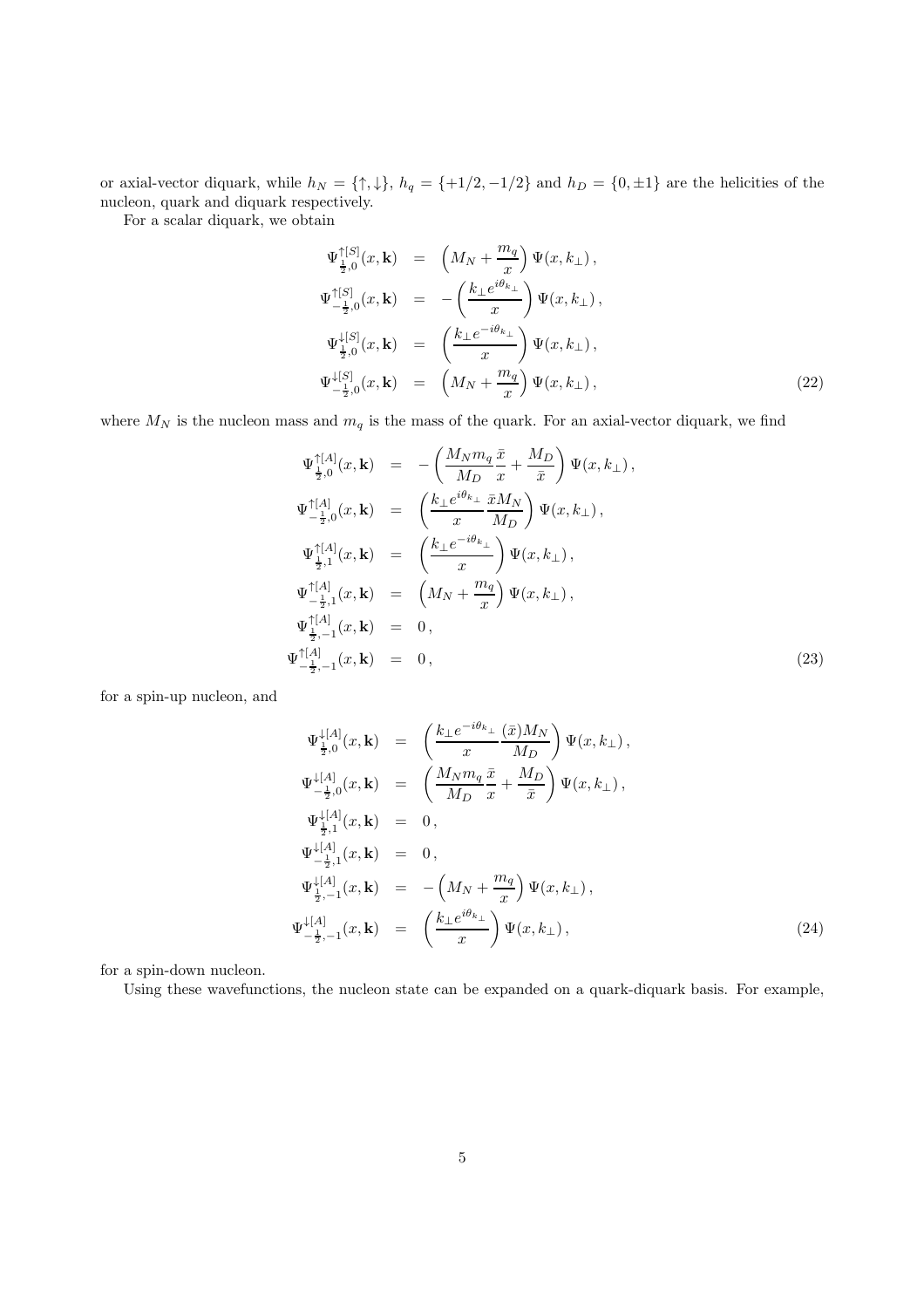or axial-vector diquark, while $h_N = \{\uparrow, \downarrow\}$, $h_q = \{+1/2, -1/2\}$ and $h_D = \{0, \pm 1\}$ are the helicities of the nucleon, quark and diquark respectively.

For a scalar diquark, we obtain

$$
\begin{aligned}
\Psi^{\uparrow[S]}_{\frac{1}{2},0}(x, \mathbf{k}) &= \left(M_N + \frac{m_q}{x}\right) \Psi(x, k_\perp)\,, \\
\Psi^{\uparrow[S]}_{-\frac{1}{2},0}(x, \mathbf{k}) &= -\left(\frac{k_\perp e^{i\theta_{k_\perp}}}{x}\right) \Psi(x, k_\perp)\,, \\
\Psi^{\downarrow[S]}_{\frac{1}{2},0}(x, \mathbf{k}) &= \left(\frac{k_\perp e^{-i\theta_{k_\perp}}}{x}\right) \Psi(x, k_\perp)\,, \\
\Psi^{\downarrow[S]}_{-\frac{1}{2},0}(x, \mathbf{k}) &= \left(M_N + \frac{m_q}{x}\right) \Psi(x, k_\perp)\,,
\end{aligned}
\tag{22}
$$

where $M_N$ is the nucleon mass and $m_q$ is the mass of the quark. For an axial-vector diquark, we find

$$
\begin{aligned}
\Psi^{\uparrow[A]}_{\frac{1}{2},0}(x, \mathbf{k}) &= -\left(\frac{M_N m_q}{M_D}\frac{\bar{x}}{x} + \frac{M_D}{\bar{x}}\right) \Psi(x, k_\perp)\,, \\
\Psi^{\uparrow[A]}_{-\frac{1}{2},0}(x, \mathbf{k}) &= \left(\frac{k_\perp e^{i\theta_{k_\perp}}}{x}\frac{\bar{x} M_N}{M_D}\right) \Psi(x, k_\perp)\,, \\
\Psi^{\uparrow[A]}_{\frac{1}{2},1}(x, \mathbf{k}) &= \left(\frac{k_\perp e^{-i\theta_{k_\perp}}}{x}\right) \Psi(x, k_\perp)\,, \\
\Psi^{\uparrow[A]}_{-\frac{1}{2},1}(x, \mathbf{k}) &= \left(M_N + \frac{m_q}{x}\right) \Psi(x, k_\perp)\,, \\
\Psi^{\uparrow[A]}_{\frac{1}{2},-1}(x, \mathbf{k}) &= 0\,, \\
\Psi^{\uparrow[A]}_{-\frac{1}{2},-1}(x, \mathbf{k}) &= 0\,,
\end{aligned}
\tag{23}
$$

for a spin-up nucleon, and

$$
\begin{aligned}
\Psi^{\downarrow[A]}_{\frac{1}{2},0}(x, \mathbf{k}) &= \left(\frac{k_\perp e^{-i\theta_{k_\perp}}}{x}\frac{(\bar{x}) M_N}{M_D}\right) \Psi(x, k_\perp)\,, \\
\Psi^{\downarrow[A]}_{-\frac{1}{2},0}(x, \mathbf{k}) &= \left(\frac{M_N m_q}{M_D}\frac{\bar{x}}{x} + \frac{M_D}{\bar{x}}\right) \Psi(x, k_\perp)\,, \\
\Psi^{\downarrow[A]}_{\frac{1}{2},1}(x, \mathbf{k}) &= 0\,, \\
\Psi^{\downarrow[A]}_{-\frac{1}{2},1}(x, \mathbf{k}) &= 0\,, \\
\Psi^{\downarrow[A]}_{\frac{1}{2},-1}(x, \mathbf{k}) &= -\left(M_N + \frac{m_q}{x}\right) \Psi(x, k_\perp)\,, \\
\Psi^{\downarrow[A]}_{-\frac{1}{2},-1}(x, \mathbf{k}) &= \left(\frac{k_\perp e^{i\theta_{k_\perp}}}{x}\right) \Psi(x, k_\perp)\,,
\end{aligned}
\tag{24}
$$

for a spin-down nucleon.

Using these wavefunctions, the nucleon state can be expanded on a quark-diquark basis. For example,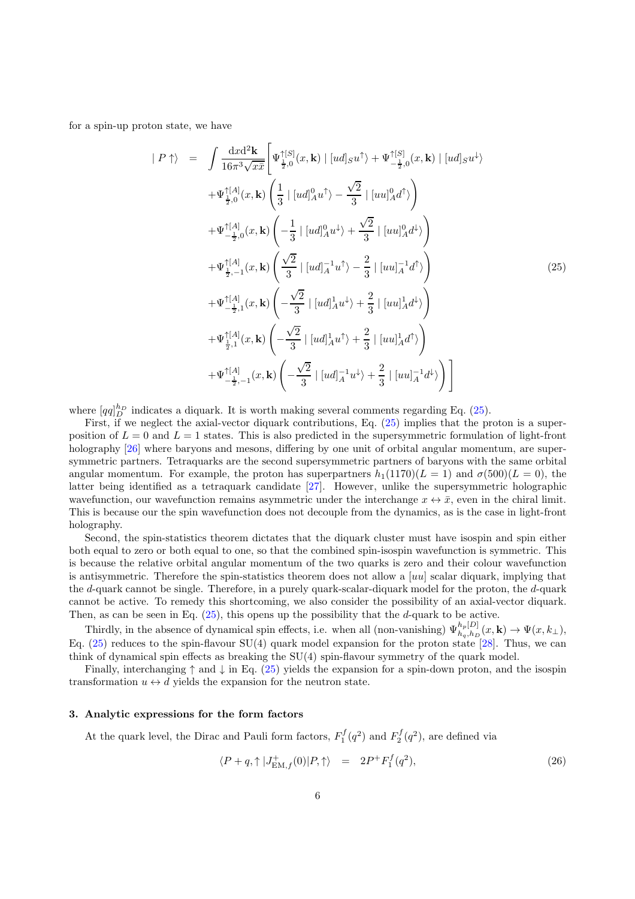for a spin-up proton state, we have

$$
\begin{aligned}
| P \uparrow\rangle \quad = \quad & \int \frac{\mathrm{d}x \mathrm{d}^2\mathbf{k}}{16\pi^3\sqrt{x\bar{x}}} \Bigg[ \Psi^{\uparrow[S]}_{\frac{1}{2},0}(x,\mathbf{k}) \mid [ud]_S u^{\uparrow}\rangle + \Psi^{\uparrow[S]}_{-\frac{1}{2},0}(x,\mathbf{k}) \mid [ud]_S u^{\downarrow}\rangle \\
& + \Psi^{\uparrow[A]}_{\frac{1}{2},0}(x,\mathbf{k}) \left( \frac{1}{3} \mid [ud]^0_A u^{\uparrow}\rangle - \frac{\sqrt{2}}{3} \mid [uu]^0_A d^{\uparrow}\rangle \right) \\
& + \Psi^{\uparrow[A]}_{-\frac{1}{2},0}(x,\mathbf{k}) \left( -\frac{1}{3} \mid [ud]^0_A u^{\downarrow}\rangle + \frac{\sqrt{2}}{3} \mid [uu]^0_A d^{\downarrow}\rangle \right) \\
& + \Psi^{\uparrow[A]}_{\frac{1}{2},-1}(x,\mathbf{k}) \left( \frac{\sqrt{2}}{3} \mid [ud]^{-1}_A u^{\uparrow}\rangle - \frac{2}{3} \mid [uu]^{-1}_A d^{\uparrow}\rangle \right) \qquad (25) \\
& + \Psi^{\uparrow[A]}_{-\frac{1}{2},1}(x,\mathbf{k}) \left( -\frac{\sqrt{2}}{3} \mid [ud]^{1}_A u^{\downarrow}\rangle + \frac{2}{3} \mid [uu]^{1}_A d^{\downarrow}\rangle \right) \\
& + \Psi^{\uparrow[A]}_{\frac{1}{2},1}(x,\mathbf{k}) \left( -\frac{\sqrt{2}}{3} \mid [ud]^{1}_A u^{\uparrow}\rangle + \frac{2}{3} \mid [uu]^{1}_A d^{\uparrow}\rangle \right) \\
& + \Psi^{\uparrow[A]}_{-\frac{1}{2},-1}(x,\mathbf{k}) \left( -\frac{\sqrt{2}}{3} \mid [ud]^{-1}_A u^{\downarrow}\rangle + \frac{2}{3} \mid [uu]^{-1}_A d^{\downarrow}\rangle \right) \Bigg]
\end{aligned}
$$

where $[qq]^{h_D}_D$ indicates a diquark. It is worth making several comments regarding Eq. (25).

First, if we neglect the axial-vector diquark contributions, Eq. (25) implies that the proton is a superposition of $L=0$ and $L=1$ states. This is also predicted in the supersymmetric formulation of light-front holography [26] where baryons and mesons, differing by one unit of orbital angular momentum, are supersymmetric partners. Tetraquarks are the second supersymmetric partners of baryons with the same orbital angular momentum. For example, the proton has superpartners $h_1(1170)(L=1)$ and $\sigma(500)(L=0)$, the latter being identified as a tetraquark candidate [27]. However, unlike the supersymmetric holographic wavefunction, our wavefunction remains asymmetric under the interchange $x \leftrightarrow \bar{x}$, even in the chiral limit. This is because our the spin wavefunction does not decouple from the dynamics, as is the case in light-front holography.

Second, the spin-statistics theorem dictates that the diquark cluster must have isospin and spin either both equal to zero or both equal to one, so that the combined spin-isospin wavefunction is symmetric. This is because the relative orbital angular momentum of the two quarks is zero and their colour wavefunction is antisymmetric. Therefore the spin-statistics theorem does not allow a $[uu]$ scalar diquark, implying that the $d$-quark cannot be single. Therefore, in a purely quark-scalar-diquark model for the proton, the $d$-quark cannot be active. To remedy this shortcoming, we also consider the possibility of an axial-vector diquark. Then, as can be seen in Eq. (25), this opens up the possibility that the $d$-quark to be active.

Thirdly, in the absence of dynamical spin effects, i.e. when all (non-vanishing) $\Psi^{h_p[D]}_{h_q,h_D}(x,\mathbf{k}) \to \Psi(x,k_\perp)$, Eq. (25) reduces to the spin-flavour SU(4) quark model expansion for the proton state [28]. Thus, we can think of dynamical spin effects as breaking the SU(4) spin-flavour symmetry of the quark model.

Finally, interchanging $\uparrow$ and $\downarrow$ in Eq. (25) yields the expansion for a spin-down proton, and the isospin transformation $u \leftrightarrow d$ yields the expansion for the neutron state.

### 3. Analytic expressions for the form factors

At the quark level, the Dirac and Pauli form factors, $F_1^f(q^2)$ and $F_2^f(q^2)$, are defined via

$$
\langle P+q,\uparrow | J^+_{\mathrm{EM},f}(0) | P,\uparrow\rangle \quad = \quad 2P^+ F_1^f(q^2), \qquad (26)
$$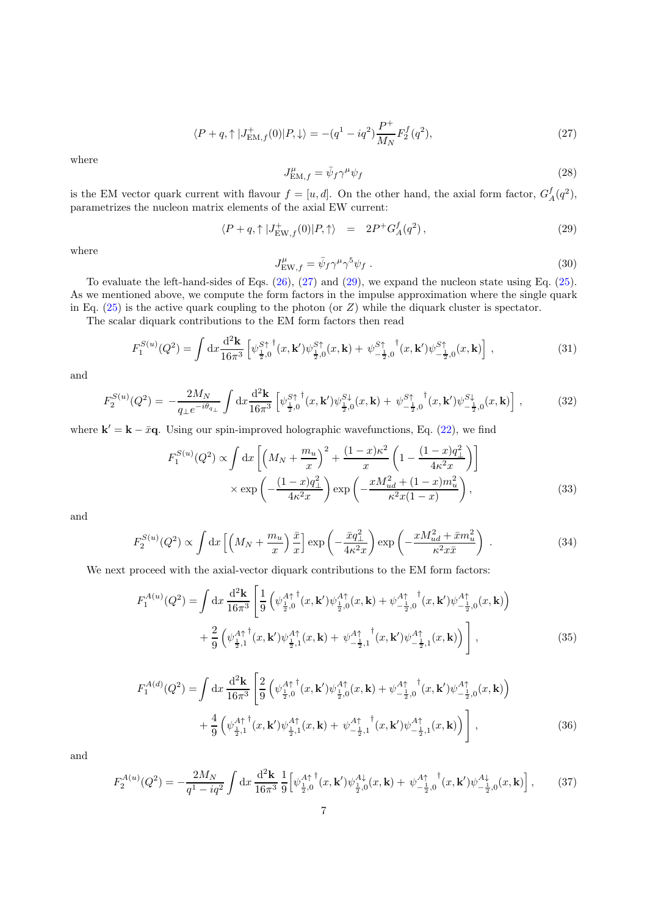$$\langle P+q,\uparrow|J^{+}_{\mathrm{EM},f}(0)|P,\downarrow\rangle = -(q^1 - iq^2)\frac{P^+}{M_N}F_2^f(q^2), \tag{27}$$

where

$$J^{\mu}_{\mathrm{EM},f} = \bar{\psi}_f \gamma^\mu \psi_f \tag{28}$$

is the EM vector quark current with flavour $f = [u, d]$. On the other hand, the axial form factor, $G_A^f(q^2)$, parametrizes the nucleon matrix elements of the axial EW current:

$$\langle P+q,\uparrow|J^{+}_{\mathrm{EW},f}(0)|P,\uparrow\rangle \;\; = \;\; 2P^+ G_A^f(q^2)\,, \tag{29}$$

where

$$J^{\mu}_{\mathrm{EW},f} = \bar{\psi}_f \gamma^\mu \gamma^5 \psi_f\,. \tag{30}$$

To evaluate the left-hand-sides of Eqs. (26), (27) and (29), we expand the nucleon state using Eq. (25). As we mentioned above, we compute the form factors in the impulse approximation where the single quark in Eq. (25) is the active quark coupling to the photon (or $Z$) while the diquark cluster is spectator.

The scalar diquark contributions to the EM form factors then read

$$F_1^{S(u)}(Q^2) = \int \mathrm{d}x \frac{\mathrm{d}^2\mathbf{k}}{16\pi^3}\left[\psi^{S\uparrow\,\dagger}_{\frac{1}{2},0}(x,\mathbf{k}')\psi^{S\uparrow}_{\frac{1}{2},0}(x,\mathbf{k}) + \psi^{S\uparrow\,\dagger}_{-\frac{1}{2},0}(x,\mathbf{k}')\psi^{S\uparrow}_{-\frac{1}{2},0}(x,\mathbf{k})\right], \tag{31}$$

and

$$F_2^{S(u)}(Q^2) = -\frac{2M_N}{q_\perp e^{-i\theta_{q_\perp}}}\int \mathrm{d}x \frac{\mathrm{d}^2\mathbf{k}}{16\pi^3}\left[\psi^{S\uparrow\,\dagger}_{\frac{1}{2},0}(x,\mathbf{k}')\psi^{S\downarrow}_{\frac{1}{2},0}(x,\mathbf{k}) + \psi^{S\uparrow\,\dagger}_{-\frac{1}{2},0}(x,\mathbf{k}')\psi^{S\downarrow}_{-\frac{1}{2},0}(x,\mathbf{k})\right], \tag{32}$$

where $\mathbf{k}' = \mathbf{k} - \bar{x}\mathbf{q}$. Using our spin-improved holographic wavefunctions, Eq. (22), we find

$$\begin{aligned} F_1^{S(u)}(Q^2) \propto \int \mathrm{d}x &\left[\left(M_N + \frac{m_u}{x}\right)^2 + \frac{(1-x)\kappa^2}{x}\left(1 - \frac{(1-x)q_\perp^2}{4\kappa^2 x}\right)\right] \\ &\times \exp\left(-\frac{(1-x)q_\perp^2}{4\kappa^2 x}\right)\exp\left(-\frac{xM_{ud}^2 + (1-x)m_u^2}{\kappa^2 x(1-x)}\right), \end{aligned} \tag{33}$$

and

$$F_2^{S(u)}(Q^2) \propto \int \mathrm{d}x \left[\left(M_N + \frac{m_u}{x}\right)\frac{\bar{x}}{x}\right]\exp\left(-\frac{\bar{x}q_\perp^2}{4\kappa^2 x}\right)\exp\left(-\frac{xM_{ud}^2 + \bar{x}m_u^2}{\kappa^2 x\bar{x}}\right)\,. \tag{34}$$

We next proceed with the axial-vector diquark contributions to the EM form factors:

$$\begin{aligned} F_1^{A(u)}(Q^2) = \int \mathrm{d}x \frac{\mathrm{d}^2\mathbf{k}}{16\pi^3}&\left[\frac{1}{9}\left(\psi^{A\uparrow\,\dagger}_{\frac{1}{2},0}(x,\mathbf{k}')\psi^{A\uparrow}_{\frac{1}{2},0}(x,\mathbf{k}) + \psi^{A\uparrow\,\dagger}_{-\frac{1}{2},0}(x,\mathbf{k}')\psi^{A\uparrow}_{-\frac{1}{2},0}(x,\mathbf{k})\right)\right. \\ &\left. + \frac{2}{9}\left(\psi^{A\uparrow\,\dagger}_{\frac{1}{2},1}(x,\mathbf{k}')\psi^{A\uparrow}_{\frac{1}{2},1}(x,\mathbf{k}) + \psi^{A\uparrow\,\dagger}_{-\frac{1}{2},1}(x,\mathbf{k}')\psi^{A\uparrow}_{-\frac{1}{2},1}(x,\mathbf{k})\right)\right], \end{aligned} \tag{35}$$

$$\begin{aligned} F_1^{A(d)}(Q^2) = \int \mathrm{d}x \frac{\mathrm{d}^2\mathbf{k}}{16\pi^3}&\left[\frac{2}{9}\left(\psi^{A\uparrow\,\dagger}_{\frac{1}{2},0}(x,\mathbf{k}')\psi^{A\uparrow}_{\frac{1}{2},0}(x,\mathbf{k}) + \psi^{A\uparrow\,\dagger}_{-\frac{1}{2},0}(x,\mathbf{k}')\psi^{A\uparrow}_{-\frac{1}{2},0}(x,\mathbf{k})\right)\right. \\ &\left. + \frac{4}{9}\left(\psi^{A\uparrow\,\dagger}_{\frac{1}{2},1}(x,\mathbf{k}')\psi^{A\uparrow}_{\frac{1}{2},1}(x,\mathbf{k}) + \psi^{A\uparrow\,\dagger}_{-\frac{1}{2},1}(x,\mathbf{k}')\psi^{A\uparrow}_{-\frac{1}{2},1}(x,\mathbf{k})\right)\right], \end{aligned} \tag{36}$$

and

$$F_2^{A(u)}(Q^2) = -\frac{2M_N}{q^1 - iq^2}\int \mathrm{d}x \frac{\mathrm{d}^2\mathbf{k}}{16\pi^3}\frac{1}{9}\left[\psi^{A\uparrow\,\dagger}_{\frac{1}{2},0}(x,\mathbf{k}')\psi^{A\downarrow}_{\frac{1}{2},0}(x,\mathbf{k}) + \psi^{A\uparrow\,\dagger}_{-\frac{1}{2},0}(x,\mathbf{k}')\psi^{A\downarrow}_{-\frac{1}{2},0}(x,\mathbf{k})\right], \tag{37}$$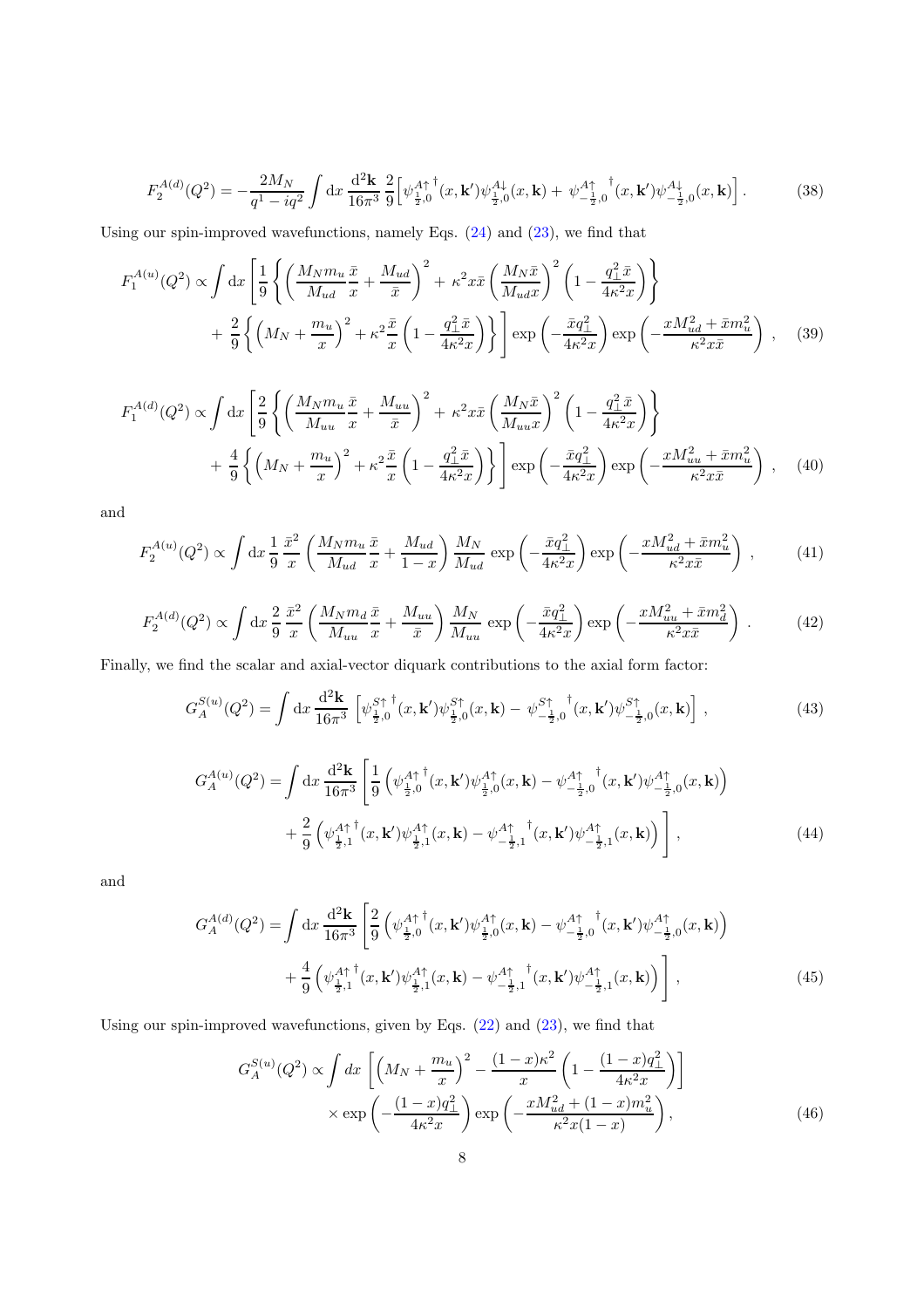$$F_2^{A(d)}(Q^2) = -\frac{2M_N}{q^1 - iq^2} \int \mathrm{d}x \, \frac{\mathrm{d}^2\mathbf{k}}{16\pi^3} \, \frac{2}{9} \Big[ \psi^{A\uparrow \, \dagger}_{\frac{1}{2},0}(x, \mathbf{k}') \psi^{A\downarrow}_{\frac{1}{2},0}(x, \mathbf{k}) + \psi^{A\uparrow \, \dagger}_{-\frac{1}{2},0}(x, \mathbf{k}') \psi^{A\downarrow}_{-\frac{1}{2},0}(x, \mathbf{k}) \Big] . \tag{38}$$

Using our spin-improved wavefunctions, namely Eqs. (24) and (23), we find that

$$F_1^{A(u)}(Q^2) \propto \int \mathrm{d}x \left[ \frac{1}{9} \left\{ \left( \frac{M_N m_u}{M_{ud}} \frac{\bar{x}}{x} + \frac{M_{ud}}{\bar{x}} \right)^2 + \kappa^2 x\bar{x} \left( \frac{M_N \bar{x}}{M_{ud} x} \right)^2 \left( 1 - \frac{q_\perp^2 \bar{x}}{4\kappa^2 x} \right) \right\} \right.$$
$$\left. + \frac{2}{9} \left\{ \left( M_N + \frac{m_u}{x} \right)^2 + \kappa^2 \frac{\bar{x}}{x} \left( 1 - \frac{q_\perp^2 \bar{x}}{4\kappa^2 x} \right) \right\} \right] \exp\left( -\frac{\bar{x} q_\perp^2}{4\kappa^2 x} \right) \exp\left( -\frac{x M_{ud}^2 + \bar{x} m_u^2}{\kappa^2 x \bar{x}} \right) , \tag{39}$$

$$F_1^{A(d)}(Q^2) \propto \int \mathrm{d}x \left[ \frac{2}{9} \left\{ \left( \frac{M_N m_u}{M_{uu}} \frac{\bar{x}}{x} + \frac{M_{uu}}{\bar{x}} \right)^2 + \kappa^2 x\bar{x} \left( \frac{M_N \bar{x}}{M_{uu} x} \right)^2 \left( 1 - \frac{q_\perp^2 \bar{x}}{4\kappa^2 x} \right) \right\} \right.$$
$$\left. + \frac{4}{9} \left\{ \left( M_N + \frac{m_u}{x} \right)^2 + \kappa^2 \frac{\bar{x}}{x} \left( 1 - \frac{q_\perp^2 \bar{x}}{4\kappa^2 x} \right) \right\} \right] \exp\left( -\frac{\bar{x} q_\perp^2}{4\kappa^2 x} \right) \exp\left( -\frac{x M_{uu}^2 + \bar{x} m_u^2}{\kappa^2 x \bar{x}} \right) , \tag{40}$$

and

$$F_2^{A(u)}(Q^2) \propto \int \mathrm{d}x \, \frac{1}{9} \frac{\bar{x}^2}{x} \left( \frac{M_N m_u}{M_{ud}} \frac{\bar{x}}{x} + \frac{M_{ud}}{1-x} \right) \frac{M_N}{M_{ud}} \exp\left( -\frac{\bar{x} q_\perp^2}{4\kappa^2 x} \right) \exp\left( -\frac{x M_{ud}^2 + \bar{x} m_u^2}{\kappa^2 x \bar{x}} \right) , \tag{41}$$

$$F_2^{A(d)}(Q^2) \propto \int \mathrm{d}x \, \frac{2}{9} \frac{\bar{x}^2}{x} \left( \frac{M_N m_d}{M_{uu}} \frac{\bar{x}}{x} + \frac{M_{uu}}{\bar{x}} \right) \frac{M_N}{M_{uu}} \exp\left( -\frac{\bar{x} q_\perp^2}{4\kappa^2 x} \right) \exp\left( -\frac{x M_{uu}^2 + \bar{x} m_d^2}{\kappa^2 x \bar{x}} \right) . \tag{42}$$

Finally, we find the scalar and axial-vector diquark contributions to the axial form factor:

$$G_A^{S(u)}(Q^2) = \int \mathrm{d}x \, \frac{\mathrm{d}^2\mathbf{k}}{16\pi^3} \left[ \psi^{S\uparrow \, \dagger}_{\frac{1}{2},0}(x, \mathbf{k}') \psi^{S\uparrow}_{\frac{1}{2},0}(x, \mathbf{k}) - \psi^{S\uparrow \, \dagger}_{-\frac{1}{2},0}(x, \mathbf{k}') \psi^{S\uparrow}_{-\frac{1}{2},0}(x, \mathbf{k}) \right] , \tag{43}$$

$$G_A^{A(u)}(Q^2) = \int \mathrm{d}x \, \frac{\mathrm{d}^2\mathbf{k}}{16\pi^3} \left[ \frac{1}{9} \left( \psi^{A\uparrow \, \dagger}_{\frac{1}{2},0}(x, \mathbf{k}') \psi^{A\uparrow}_{\frac{1}{2},0}(x, \mathbf{k}) - \psi^{A\uparrow \, \dagger}_{-\frac{1}{2},0}(x, \mathbf{k}') \psi^{A\uparrow}_{-\frac{1}{2},0}(x, \mathbf{k}) \right) \right.$$
$$\left. + \frac{2}{9} \left( \psi^{A\uparrow \, \dagger}_{\frac{1}{2},1}(x, \mathbf{k}') \psi^{A\uparrow}_{\frac{1}{2},1}(x, \mathbf{k}) - \psi^{A\uparrow \, \dagger}_{-\frac{1}{2},1}(x, \mathbf{k}') \psi^{A\uparrow}_{-\frac{1}{2},1}(x, \mathbf{k}) \right) \right] , \tag{44}$$

and

$$G_A^{A(d)}(Q^2) = \int \mathrm{d}x \, \frac{\mathrm{d}^2\mathbf{k}}{16\pi^3} \left[ \frac{2}{9} \left( \psi^{A\uparrow \, \dagger}_{\frac{1}{2},0}(x, \mathbf{k}') \psi^{A\uparrow}_{\frac{1}{2},0}(x, \mathbf{k}) - \psi^{A\uparrow \, \dagger}_{-\frac{1}{2},0}(x, \mathbf{k}') \psi^{A\uparrow}_{-\frac{1}{2},0}(x, \mathbf{k}) \right) \right.$$
$$\left. + \frac{4}{9} \left( \psi^{A\uparrow \, \dagger}_{\frac{1}{2},1}(x, \mathbf{k}') \psi^{A\uparrow}_{\frac{1}{2},1}(x, \mathbf{k}) - \psi^{A\uparrow \, \dagger}_{-\frac{1}{2},1}(x, \mathbf{k}') \psi^{A\uparrow}_{-\frac{1}{2},1}(x, \mathbf{k}) \right) \right] , \tag{45}$$

Using our spin-improved wavefunctions, given by Eqs. (22) and (23), we find that

$$G_A^{S(u)}(Q^2) \propto \int dx \left[ \left( M_N + \frac{m_u}{x} \right)^2 - \frac{(1-x)\kappa^2}{x} \left( 1 - \frac{(1-x) q_\perp^2}{4\kappa^2 x} \right) \right]$$
$$\times \exp\left( -\frac{(1-x) q_\perp^2}{4\kappa^2 x} \right) \exp\left( -\frac{x M_{ud}^2 + (1-x) m_u^2}{\kappa^2 x (1-x)} \right) , \tag{46}$$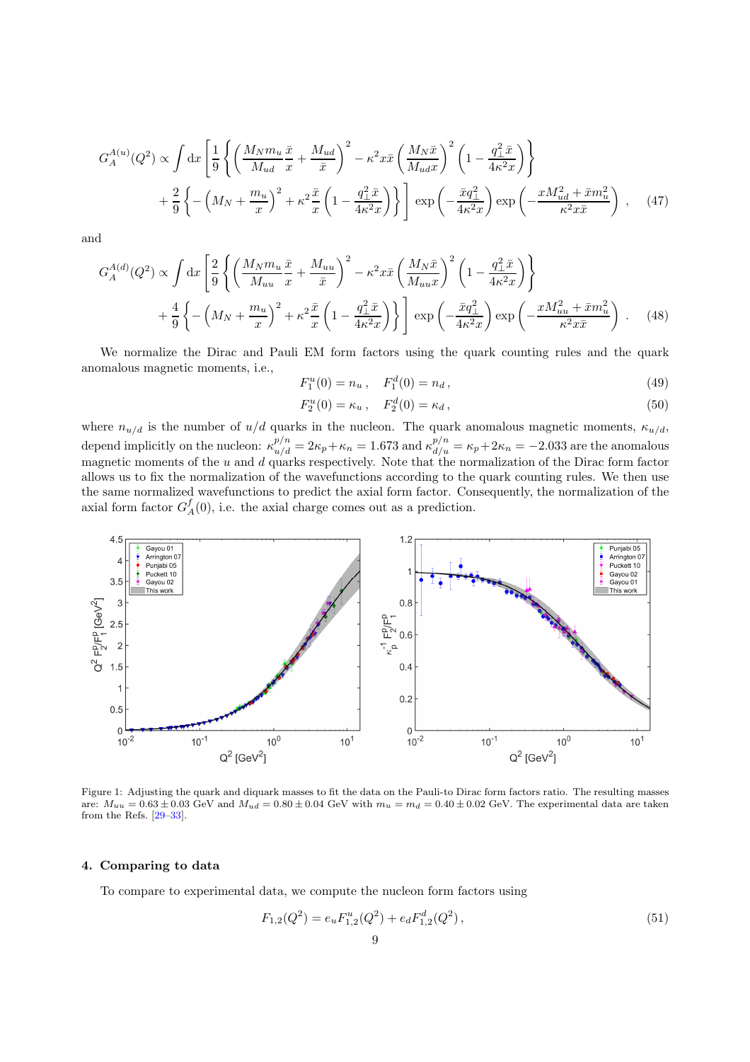$$G_A^{A(u)}(Q^2) \propto \int \mathrm{d}x \left[ \frac{1}{9} \left\{ \left( \frac{M_N m_u}{M_{ud}} \frac{\bar{x}}{x} + \frac{M_{ud}}{\bar{x}} \right)^2 - \kappa^2 x \bar{x} \left( \frac{M_N \bar{x}}{M_{ud} x} \right)^2 \left( 1 - \frac{q_\perp^2 \bar{x}}{4\kappa^2 x} \right) \right\} \right.$$
$$\left. + \frac{2}{9} \left\{ - \left( M_N + \frac{m_u}{x} \right)^2 + \kappa^2 \frac{\bar{x}}{x} \left( 1 - \frac{q_\perp^2 \bar{x}}{4\kappa^2 x} \right) \right\} \right] \exp\left( - \frac{\bar{x} q_\perp^2}{4\kappa^2 x} \right) \exp\left( - \frac{x M_{ud}^2 + \bar{x} m_u^2}{\kappa^2 x \bar{x}} \right) , \quad (47)$$

and

$$G_A^{A(d)}(Q^2) \propto \int \mathrm{d}x \left[ \frac{2}{9} \left\{ \left( \frac{M_N m_u}{M_{uu}} \frac{\bar{x}}{x} + \frac{M_{uu}}{\bar{x}} \right)^2 - \kappa^2 x \bar{x} \left( \frac{M_N \bar{x}}{M_{uu} x} \right)^2 \left( 1 - \frac{q_\perp^2 \bar{x}}{4\kappa^2 x} \right) \right\} \right.$$
$$\left. + \frac{4}{9} \left\{ - \left( M_N + \frac{m_u}{x} \right)^2 + \kappa^2 \frac{\bar{x}}{x} \left( 1 - \frac{q_\perp^2 \bar{x}}{4\kappa^2 x} \right) \right\} \right] \exp\left( - \frac{\bar{x} q_\perp^2}{4\kappa^2 x} \right) \exp\left( - \frac{x M_{uu}^2 + \bar{x} m_u^2}{\kappa^2 x \bar{x}} \right) . \quad (48)$$

We normalize the Dirac and Pauli EM form factors using the quark counting rules and the quark anomalous magnetic moments, i.e.,

$$F_1^u(0) = n_u \,, \quad F_1^d(0) = n_d \,, \quad (49)$$

$$F_2^u(0) = \kappa_u \,, \quad F_2^d(0) = \kappa_d \,, \quad (50)$$

where $n_{u/d}$ is the number of $u/d$ quarks in the nucleon. The quark anomalous magnetic moments, $\kappa_{u/d}$, depend implicitly on the nucleon: $\kappa_{u/d}^{p/n} = 2\kappa_p + \kappa_n = 1.673$ and $\kappa_{d/u}^{p/n} = \kappa_p + 2\kappa_n = -2.033$ are the anomalous magnetic moments of the $u$ and $d$ quarks respectively. Note that the normalization of the Dirac form factor allows us to fix the normalization of the wavefunctions according to the quark counting rules. We then use the same normalized wavefunctions to predict the axial form factor. Consequently, the normalization of the axial form factor $G_A^f(0)$, i.e. the axial charge comes out as a prediction.

Figure 1: Adjusting the quark and diquark masses to fit the data on the Pauli-to Dirac form factors ratio. The resulting masses are: $M_{uu} = 0.63 \pm 0.03$ GeV and $M_{ud} = 0.80 \pm 0.04$ GeV with $m_u = m_d = 0.40 \pm 0.02$ GeV. The experimental data are taken from the Refs. [29–33].

## 4. Comparing to data

To compare to experimental data, we compute the nucleon form factors using

$$F_{1,2}(Q^2) = e_u F_{1,2}^u(Q^2) + e_d F_{1,2}^d(Q^2) \,, \quad (51)$$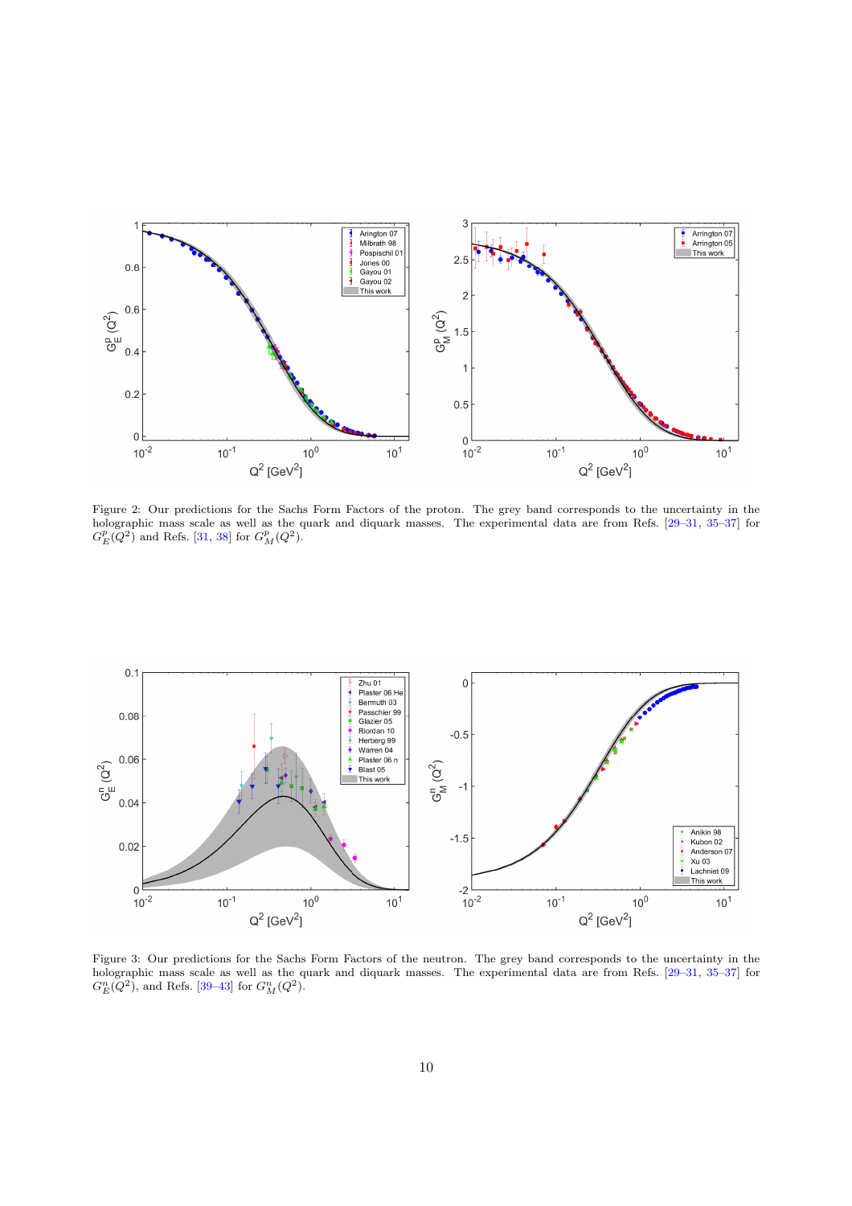Figure 2: Our predictions for the Sachs Form Factors of the proton. The grey band corresponds to the uncertainty in the holographic mass scale as well as the quark and diquark masses. The experimental data are from Refs. [29–31, 35–37] for $G_E^p(Q^2)$ and Refs. [31, 38] for $G_M^p(Q^2)$.

Figure 3: Our predictions for the Sachs Form Factors of the neutron. The grey band corresponds to the uncertainty in the holographic mass scale as well as the quark and diquark masses. The experimental data are from Refs. [29–31, 35–37] for $G_E^n(Q^2)$, and Refs. [39–43] for $G_M^n(Q^2)$.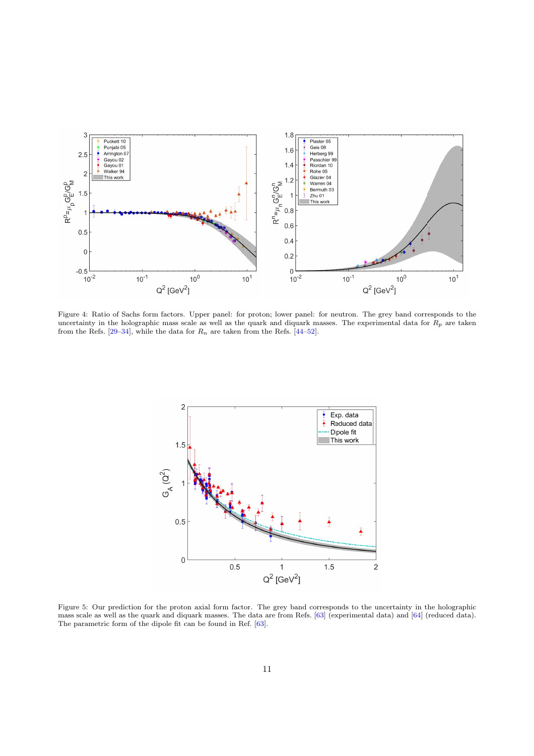Figure 4: Ratio of Sachs form factors. Upper panel: for proton; lower panel: for neutron. The grey band corresponds to the uncertainty in the holographic mass scale as well as the quark and diquark masses. The experimental data for $R_p$ are taken from the Refs. [29–34], while the data for $R_n$ are taken from the Refs. [44–52].

Figure 5: Our prediction for the proton axial form factor. The grey band corresponds to the uncertainty in the holographic mass scale as well as the quark and diquark masses. The data are from Refs. [63] (experimental data) and [64] (reduced data). The parametric form of the dipole fit can be found in Ref. [63].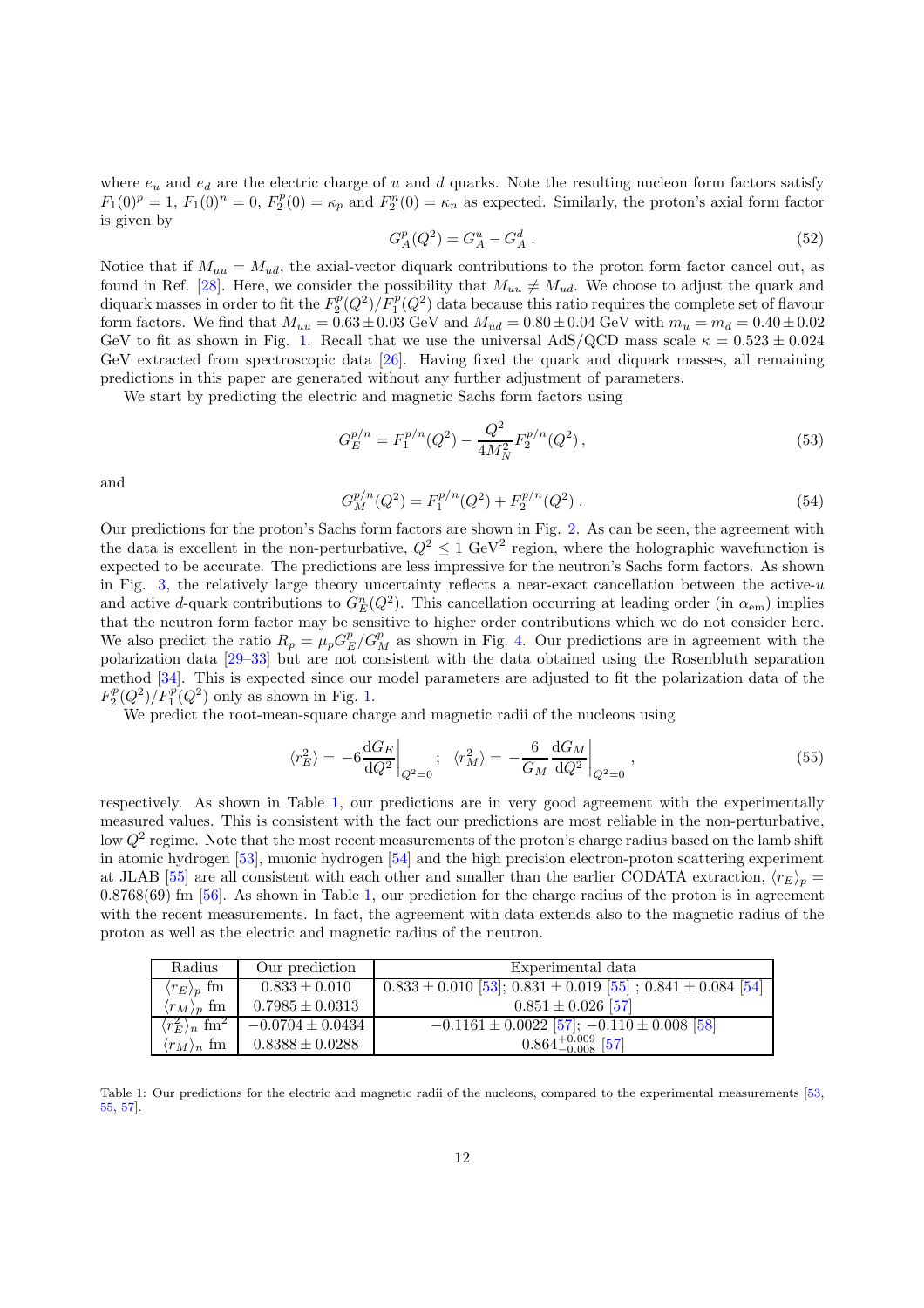where $e_u$ and $e_d$ are the electric charge of $u$ and $d$ quarks. Note the resulting nucleon form factors satisfy $F_1(0)^p = 1$, $F_1(0)^n = 0$, $F_2^p(0) = \kappa_p$ and $F_2^n(0) = \kappa_n$ as expected. Similarly, the proton's axial form factor is given by

$$G_A^p(Q^2) = G_A^u - G_A^d \,. \tag{52}$$

Notice that if $M_{uu} = M_{ud}$, the axial-vector diquark contributions to the proton form factor cancel out, as found in Ref. [28]. Here, we consider the possibility that $M_{uu} \neq M_{ud}$. We choose to adjust the quark and diquark masses in order to fit the $F_2^p(Q^2)/F_1^p(Q^2)$ data because this ratio requires the complete set of flavour form factors. We find that $M_{uu} = 0.63 \pm 0.03$ GeV and $M_{ud} = 0.80 \pm 0.04$ GeV with $m_u = m_d = 0.40 \pm 0.02$ GeV to fit as shown in Fig. 1. Recall that we use the universal AdS/QCD mass scale $\kappa = 0.523 \pm 0.024$ GeV extracted from spectroscopic data [26]. Having fixed the quark and diquark masses, all remaining predictions in this paper are generated without any further adjustment of parameters.

We start by predicting the electric and magnetic Sachs form factors using

$$G_E^{p/n} = F_1^{p/n}(Q^2) - \frac{Q^2}{4M_N^2} F_2^{p/n}(Q^2) \,, \tag{53}$$

and

$$G_M^{p/n}(Q^2) = F_1^{p/n}(Q^2) + F_2^{p/n}(Q^2) \,. \tag{54}$$

Our predictions for the proton's Sachs form factors are shown in Fig. 2. As can be seen, the agreement with the data is excellent in the non-perturbative, $Q^2 \leq 1$ GeV$^2$ region, where the holographic wavefunction is expected to be accurate. The predictions are less impressive for the neutron's Sachs form factors. As shown in Fig. 3, the relatively large theory uncertainty reflects a near-exact cancellation between the active-$u$ and active $d$-quark contributions to $G_E^n(Q^2)$. This cancellation occurring at leading order (in $\alpha_{\text{em}}$) implies that the neutron form factor may be sensitive to higher order contributions which we do not consider here. We also predict the ratio $R_p = \mu_p G_E^p / G_M^p$ as shown in Fig. 4. Our predictions are in agreement with the polarization data [29–33] but are not consistent with the data obtained using the Rosenbluth separation method [34]. This is expected since our model parameters are adjusted to fit the polarization data of the $F_2^p(Q^2)/F_1^p(Q^2)$ only as shown in Fig. 1.

We predict the root-mean-square charge and magnetic radii of the nucleons using

$$\langle r_E^2 \rangle = -6 \frac{\mathrm{d}G_E}{\mathrm{d}Q^2}\bigg|_{Q^2=0} \;; \quad \langle r_M^2 \rangle = -\frac{6}{G_M} \frac{\mathrm{d}G_M}{\mathrm{d}Q^2}\bigg|_{Q^2=0} \,, \tag{55}$$

respectively. As shown in Table 1, our predictions are in very good agreement with the experimentally measured values. This is consistent with the fact our predictions are most reliable in the non-perturbative, low $Q^2$ regime. Note that the most recent measurements of the proton's charge radius based on the lamb shift in atomic hydrogen [53], muonic hydrogen [54] and the high precision electron-proton scattering experiment at JLAB [55] are all consistent with each other and smaller than the earlier CODATA extraction, $\langle r_E \rangle_p = 0.8768(69)$ fm [56]. As shown in Table 1, our prediction for the charge radius of the proton is in agreement with the recent measurements. In fact, the agreement with data extends also to the magnetic radius of the proton as well as the electric and magnetic radius of the neutron.

| Radius | Our prediction | Experimental data |
|---|---|---|
| $\langle r_E \rangle_p$ fm | $0.833 \pm 0.010$ | $0.833 \pm 0.010$ [53]; $0.831 \pm 0.019$ [55] ; $0.841 \pm 0.084$ [54] |
| $\langle r_M \rangle_p$ fm | $0.7985 \pm 0.0313$ | $0.851 \pm 0.026$ [57] |
| $\langle r_E^2 \rangle_n$ fm$^2$ | $-0.0704 \pm 0.0434$ | $-0.1161 \pm 0.0022$ [57]; $-0.110 \pm 0.008$ [58] |
| $\langle r_M \rangle_n$ fm | $0.8388 \pm 0.0288$ | $0.864^{+0.009}_{-0.008}$ [57] |

Table 1: Our predictions for the electric and magnetic radii of the nucleons, compared to the experimental measurements [53, 55, 57].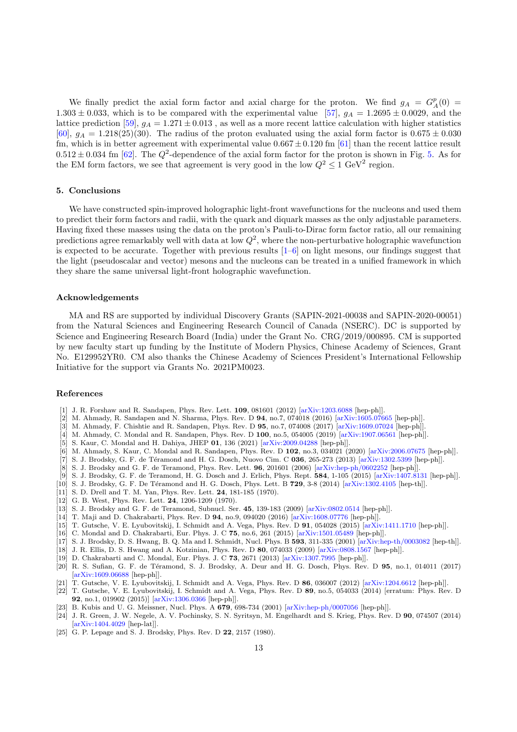We finally predict the axial form factor and axial charge for the proton. We find $g_A = G_A^p(0) = 1.303 \pm 0.033$, which is to be compared with the experimental value [57], $g_A = 1.2695 \pm 0.0029$, and the lattice prediction [59], $g_A = 1.271 \pm 0.013$ , as well as a more recent lattice calculation with higher statistics [60], $g_A = 1.218(25)(30)$. The radius of the proton evaluated using the axial form factor is $0.675 \pm 0.030$ fm, which is in better agreement with experimental value $0.667 \pm 0.120$ fm [61] than the recent lattice result $0.512 \pm 0.034$ fm [62]. The $Q^2$-dependence of the axial form factor for the proton is shown in Fig. 5. As for the EM form factors, we see that agreement is very good in the low $Q^2 \leq 1$ GeV$^2$ region.

## 5. Conclusions

We have constructed spin-improved holographic light-front wavefunctions for the nucleons and used them to predict their form factors and radii, with the quark and diquark masses as the only adjustable parameters. Having fixed these masses using the data on the proton's Pauli-to-Dirac form factor ratio, all our remaining predictions agree remarkably well with data at low $Q^2$, where the non-perturbative holographic wavefunction is expected to be accurate. Together with previous results [1–6] on light mesons, our findings suggest that the light (pseudoscalar and vector) mesons and the nucleons can be treated in a unified framework in which they share the same universal light-front holographic wavefunction.

## Acknowledgements

MA and RS are supported by individual Discovery Grants (SAPIN-2021-00038 and SAPIN-2020-00051) from the Natural Sciences and Engineering Research Council of Canada (NSERC). DC is supported by Science and Engineering Research Board (India) under the Grant No. CRG/2019/000895. CM is supported by new faculty start up funding by the Institute of Modern Physics, Chinese Academy of Sciences, Grant No. E129952YR0. CM also thanks the Chinese Academy of Sciences President's International Fellowship Initiative for the support via Grants No. 2021PM0023.

## References

[1] J. R. Forshaw and R. Sandapen, Phys. Rev. Lett. **109**, 081601 (2012) [arXiv:1203.6088 [hep-ph]].
[2] M. Ahmady, R. Sandapen and N. Sharma, Phys. Rev. D **94**, no.7, 074018 (2016) [arXiv:1605.07665 [hep-ph]].
[3] M. Ahmady, F. Chishtie and R. Sandapen, Phys. Rev. D **95**, no.7, 074008 (2017) [arXiv:1609.07024 [hep-ph]].
[4] M. Ahmady, C. Mondal and R. Sandapen, Phys. Rev. D **100**, no.5, 054005 (2019) [arXiv:1907.06561 [hep-ph]].
[5] S. Kaur, C. Mondal and H. Dahiya, JHEP **01**, 136 (2021) [arXiv:2009.04288 [hep-ph]].
[6] M. Ahmady, S. Kaur, C. Mondal and R. Sandapen, Phys. Rev. D **102**, no.3, 034021 (2020) [arXiv:2006.07675 [hep-ph]].
[7] S. J. Brodsky, G. F. de Téramond and H. G. Dosch, Nuovo Cim. C **036**, 265-273 (2013) [arXiv:1302.5399 [hep-ph]].
[8] S. J. Brodsky and G. F. de Teramond, Phys. Rev. Lett. **96**, 201601 (2006) [arXiv:hep-ph/0602252 [hep-ph]].
[9] S. J. Brodsky, G. F. de Teramond, H. G. Dosch and J. Erlich, Phys. Rept. **584**, 1-105 (2015) [arXiv:1407.8131 [hep-ph]].
[10] S. J. Brodsky, G. F. De Téramond and H. G. Dosch, Phys. Lett. B **729**, 3-8 (2014) [arXiv:1302.4105 [hep-th]].
[11] S. D. Drell and T. M. Yan, Phys. Rev. Lett. **24**, 181-185 (1970).
[12] G. B. West, Phys. Rev. Lett. **24**, 1206-1209 (1970).
[13] S. J. Brodsky and G. F. de Teramond, Subnucl. Ser. **45**, 139-183 (2009) [arXiv:0802.0514 [hep-ph]].
[14] T. Maji and D. Chakrabarti, Phys. Rev. D **94**, no.9, 094020 (2016) [arXiv:1608.07776 [hep-ph]].
[15] T. Gutsche, V. E. Lyubovitskij, I. Schmidt and A. Vega, Phys. Rev. D **91**, 054028 (2015) [arXiv:1411.1710 [hep-ph]].
[16] C. Mondal and D. Chakrabarti, Eur. Phys. J. C **75**, no.6, 261 (2015) [arXiv:1501.05489 [hep-ph]].
[17] S. J. Brodsky, D. S. Hwang, B. Q. Ma and I. Schmidt, Nucl. Phys. B **593**, 311-335 (2001) [arXiv:hep-th/0003082 [hep-th]].
[18] J. R. Ellis, D. S. Hwang and A. Kotzinian, Phys. Rev. D **80**, 074033 (2009) [arXiv:0808.1567 [hep-ph]].
[19] D. Chakrabarti and C. Mondal, Eur. Phys. J. C **73**, 2671 (2013) [arXiv:1307.7995 [hep-ph]].
[20] R. S. Sufian, G. F. de Téramond, S. J. Brodsky, A. Deur and H. G. Dosch, Phys. Rev. D **95**, no.1, 014011 (2017) [arXiv:1609.06688 [hep-ph]].
[21] T. Gutsche, V. E. Lyubovitskij, I. Schmidt and A. Vega, Phys. Rev. D **86**, 036007 (2012) [arXiv:1204.6612 [hep-ph]].
[22] T. Gutsche, V. E. Lyubovitskij, I. Schmidt and A. Vega, Phys. Rev. D **89**, no.5, 054033 (2014) [erratum: Phys. Rev. D **92**, no.1, 019902 (2015)] [arXiv:1306.0366 [hep-ph]].
[23] B. Kubis and U. G. Meissner, Nucl. Phys. A **679**, 698-734 (2001) [arXiv:hep-ph/0007056 [hep-ph]].
[24] J. R. Green, J. W. Negele, A. V. Pochinsky, S. N. Syritsyn, M. Engelhardt and S. Krieg, Phys. Rev. D **90**, 074507 (2014) [arXiv:1404.4029 [hep-lat]].
[25] G. P. Lepage and S. J. Brodsky, Phys. Rev. D **22**, 2157 (1980).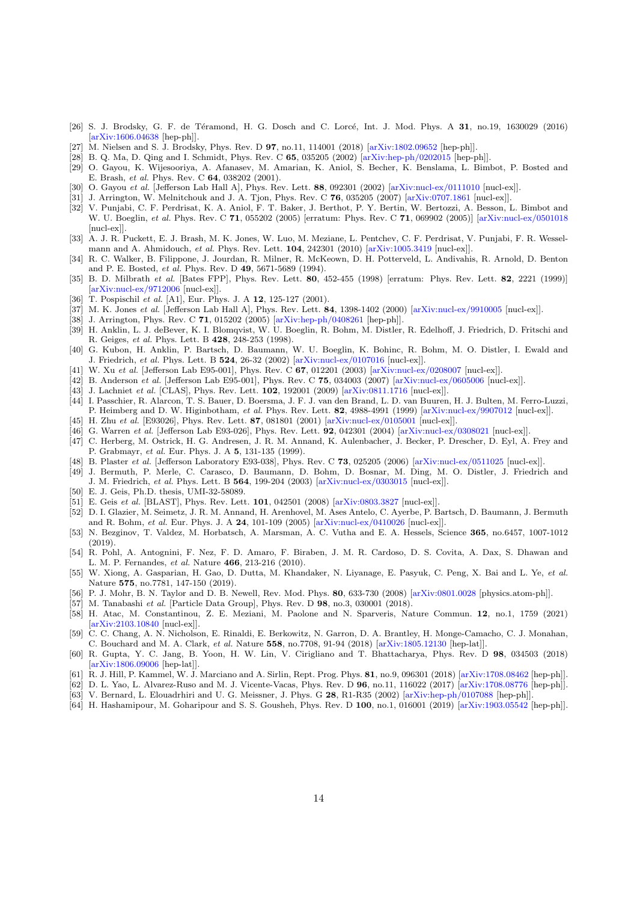[26] S. J. Brodsky, G. F. de Téramond, H. G. Dosch and C. Lorcé, Int. J. Mod. Phys. A **31**, no.19, 1630029 (2016) [arXiv:1606.04638 [hep-ph]].

[27] M. Nielsen and S. J. Brodsky, Phys. Rev. D **97**, no.11, 114001 (2018) [arXiv:1802.09652 [hep-ph]].

[28] B. Q. Ma, D. Qing and I. Schmidt, Phys. Rev. C **65**, 035205 (2002) [arXiv:hep-ph/0202015 [hep-ph]].

[29] O. Gayou, K. Wijesooriya, A. Afanasev, M. Amarian, K. Aniol, S. Becher, K. Benslama, L. Bimbot, P. Bosted and E. Brash, *et al.* Phys. Rev. C **64**, 038202 (2001).

[30] O. Gayou *et al.* [Jefferson Lab Hall A], Phys. Rev. Lett. **88**, 092301 (2002) [arXiv:nucl-ex/0111010 [nucl-ex]].

[31] J. Arrington, W. Melnitchouk and J. A. Tjon, Phys. Rev. C **76**, 035205 (2007) [arXiv:0707.1861 [nucl-ex]].

[32] V. Punjabi, C. F. Perdrisat, K. A. Aniol, F. T. Baker, J. Berthot, P. Y. Bertin, W. Bertozzi, A. Besson, L. Bimbot and W. U. Boeglin, *et al.* Phys. Rev. C **71**, 055202 (2005) [erratum: Phys. Rev. C **71**, 069902 (2005)] [arXiv:nucl-ex/0501018 [nucl-ex]].

[33] A. J. R. Puckett, E. J. Brash, M. K. Jones, W. Luo, M. Meziane, L. Pentchev, C. F. Perdrisat, V. Punjabi, F. R. Wesselmann and A. Ahmidouch, *et al.* Phys. Rev. Lett. **104**, 242301 (2010) [arXiv:1005.3419 [nucl-ex]].

[34] R. C. Walker, B. Filippone, J. Jourdan, R. Milner, R. McKeown, D. H. Potterveld, L. Andivahis, R. Arnold, D. Benton and P. E. Bosted, *et al.* Phys. Rev. D **49**, 5671-5689 (1994).

[35] B. D. Milbrath *et al.* [Bates FPP], Phys. Rev. Lett. **80**, 452-455 (1998) [erratum: Phys. Rev. Lett. **82**, 2221 (1999)] [arXiv:nucl-ex/9712006 [nucl-ex]].

[36] T. Pospischil *et al.* [A1], Eur. Phys. J. A **12**, 125-127 (2001).

[37] M. K. Jones *et al.* [Jefferson Lab Hall A], Phys. Rev. Lett. **84**, 1398-1402 (2000) [arXiv:nucl-ex/9910005 [nucl-ex]].

[38] J. Arrington, Phys. Rev. C **71**, 015202 (2005) [arXiv:hep-ph/0408261 [hep-ph]].

[39] H. Anklin, L. J. deBever, K. I. Blomqvist, W. U. Boeglin, R. Bohm, M. Distler, R. Edelhoff, J. Friedrich, D. Fritschi and R. Geiges, *et al.* Phys. Lett. B **428**, 248-253 (1998).

[40] G. Kubon, H. Anklin, P. Bartsch, D. Baumann, W. U. Boeglin, K. Bohinc, R. Bohm, M. O. Distler, I. Ewald and J. Friedrich, *et al.* Phys. Lett. B **524**, 26-32 (2002) [arXiv:nucl-ex/0107016 [nucl-ex]].

[41] W. Xu *et al.* [Jefferson Lab E95-001], Phys. Rev. C **67**, 012201 (2003) [arXiv:nucl-ex/0208007 [nucl-ex]].

[42] B. Anderson *et al.* [Jefferson Lab E95-001], Phys. Rev. C **75**, 034003 (2007) [arXiv:nucl-ex/0605006 [nucl-ex]].

[43] J. Lachniet *et al.* [CLAS], Phys. Rev. Lett. **102**, 192001 (2009) [arXiv:0811.1716 [nucl-ex]].

[44] I. Passchier, R. Alarcon, T. S. Bauer, D. Boersma, J. F. J. van den Brand, L. D. van Buuren, H. J. Bulten, M. Ferro-Luzzi, P. Heimberg and D. W. Higinbotham, *et al.* Phys. Rev. Lett. **82**, 4988-4991 (1999) [arXiv:nucl-ex/9907012 [nucl-ex]].

[45] H. Zhu *et al.* [E93026], Phys. Rev. Lett. **87**, 081801 (2001) [arXiv:nucl-ex/0105001 [nucl-ex]].

[46] G. Warren *et al.* [Jefferson Lab E93-026], Phys. Rev. Lett. **92**, 042301 (2004) [arXiv:nucl-ex/0308021 [nucl-ex]].

[47] C. Herberg, M. Ostrick, H. G. Andresen, J. R. M. Annand, K. Aulenbacher, J. Becker, P. Drescher, D. Eyl, A. Frey and P. Grabmayr, *et al.* Eur. Phys. J. A **5**, 131-135 (1999).

[48] B. Plaster *et al.* [Jefferson Laboratory E93-038], Phys. Rev. C **73**, 025205 (2006) [arXiv:nucl-ex/0511025 [nucl-ex]].

[49] J. Bermuth, P. Merle, C. Carasco, D. Baumann, D. Bohm, D. Bosnar, M. Ding, M. O. Distler, J. Friedrich and J. M. Friedrich, *et al.* Phys. Lett. B **564**, 199-204 (2003) [arXiv:nucl-ex/0303015 [nucl-ex]].

[50] E. J. Geis, Ph.D. thesis, UMI-32-58089.

[51] E. Geis *et al.* [BLAST], Phys. Rev. Lett. **101**, 042501 (2008) [arXiv:0803.3827 [nucl-ex]].

[52] D. I. Glazier, M. Seimetz, J. R. M. Annand, H. Arenhovel, M. Ases Antelo, C. Ayerbe, P. Bartsch, D. Baumann, J. Bermuth and R. Bohm, *et al.* Eur. Phys. J. A **24**, 101-109 (2005) [arXiv:nucl-ex/0410026 [nucl-ex]].

[53] N. Bezginov, T. Valdez, M. Horbatsch, A. Marsman, A. C. Vutha and E. A. Hessels, Science **365**, no.6457, 1007-1012 (2019).

[54] R. Pohl, A. Antognini, F. Nez, F. D. Amaro, F. Biraben, J. M. R. Cardoso, D. S. Covita, A. Dax, S. Dhawan and L. M. P. Fernandes, *et al.* Nature **466**, 213-216 (2010).

[55] W. Xiong, A. Gasparian, H. Gao, D. Dutta, M. Khandaker, N. Liyanage, E. Pasyuk, C. Peng, X. Bai and L. Ye, *et al.* Nature **575**, no.7781, 147-150 (2019).

[56] P. J. Mohr, B. N. Taylor and D. B. Newell, Rev. Mod. Phys. **80**, 633-730 (2008) [arXiv:0801.0028 [physics.atom-ph]].

[57] M. Tanabashi *et al.* [Particle Data Group], Phys. Rev. D **98**, no.3, 030001 (2018).

[58] H. Atac, M. Constantinou, Z. E. Meziani, M. Paolone and N. Sparveris, Nature Commun. **12**, no.1, 1759 (2021) [arXiv:2103.10840 [nucl-ex]].

[59] C. C. Chang, A. N. Nicholson, E. Rinaldi, E. Berkowitz, N. Garron, D. A. Brantley, H. Monge-Camacho, C. J. Monahan, C. Bouchard and M. A. Clark, *et al.* Nature **558**, no.7708, 91-94 (2018) [arXiv:1805.12130 [hep-lat]].

[60] R. Gupta, Y. C. Jang, B. Yoon, H. W. Lin, V. Cirigliano and T. Bhattacharya, Phys. Rev. D **98**, 034503 (2018) [arXiv:1806.09006 [hep-lat]].

[61] R. J. Hill, P. Kammel, W. J. Marciano and A. Sirlin, Rept. Prog. Phys. **81**, no.9, 096301 (2018) [arXiv:1708.08462 [hep-ph]].

[62] D. L. Yao, L. Alvarez-Ruso and M. J. Vicente-Vacas, Phys. Rev. D **96**, no.11, 116022 (2017) [arXiv:1708.08776 [hep-ph]].

[63] V. Bernard, L. Elouadrhiri and U. G. Meissner, J. Phys. G **28**, R1-R35 (2002) [arXiv:hep-ph/0107088 [hep-ph]].

[64] H. Hashamipour, M. Goharipour and S. S. Gousheh, Phys. Rev. D **100**, no.1, 016001 (2019) [arXiv:1903.05542 [hep-ph]].